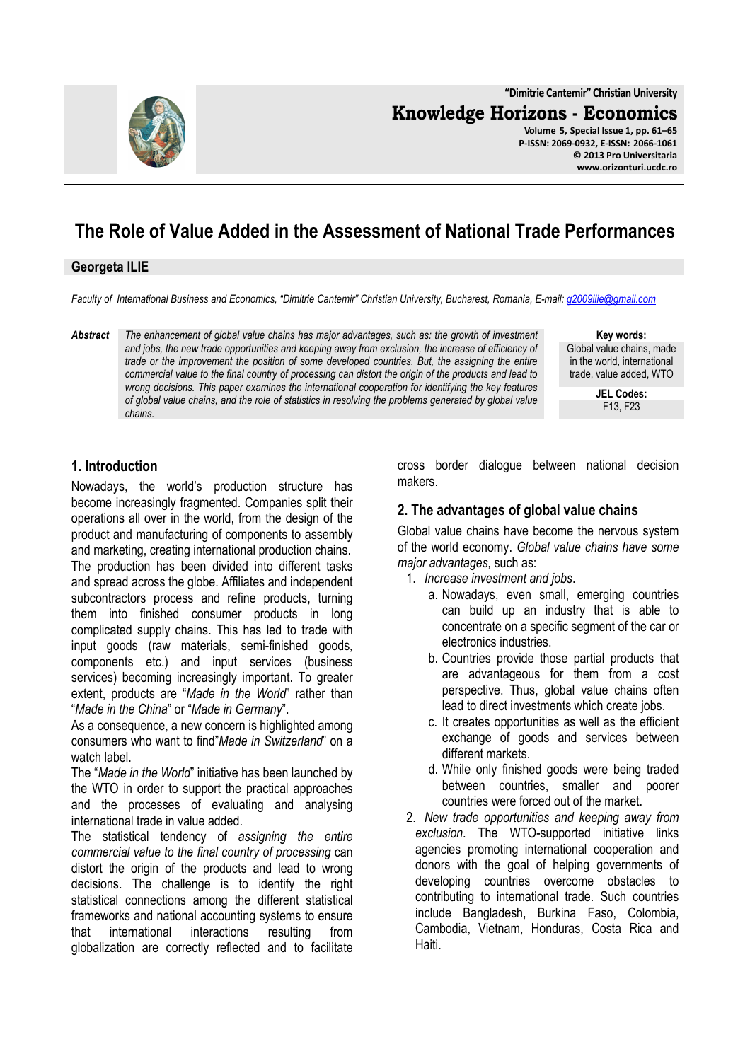# The Role of Value Added in the Assessment of National Trade Performances

**Georgeta ILIE**

*Faculty of International Business and Economics, "Dimitrie Cantemir" Christian University, Bucharest, Romania, E-mail: g2009ilie@gmail.com*

***Abstract*** *The enhancement of global value chains has major advantages, such as: the growth of investment and jobs, the new trade opportunities and keeping away from exclusion, the increase of efficiency of trade or the improvement the position of some developed countries. But, the assigning the entire commercial value to the final country of processing can distort the origin of the products and lead to wrong decisions. This paper examines the international cooperation for identifying the key features of global value chains, and the role of statistics in resolving the problems generated by global value chains.*

**Key words:**
Global value chains, made in the world, international trade, value added, WTO

**JEL Codes:**
F13, F23

## 1. Introduction

Nowadays, the world's production structure has become increasingly fragmented. Companies split their operations all over in the world, from the design of the product and manufacturing of components to assembly and marketing, creating international production chains. The production has been divided into different tasks and spread across the globe. Affiliates and independent subcontractors process and refine products, turning them into finished consumer products in long complicated supply chains. This has led to trade with input goods (raw materials, semi-finished goods, components etc.) and input services (business services) becoming increasingly important. To greater extent, products are "*Made in the World*" rather than "*Made in the China*" or "*Made in Germany*".

As a consequence, a new concern is highlighted among consumers who want to find"*Made in Switzerland*" on a watch label.

The "*Made in the World*" initiative has been launched by the WTO in order to support the practical approaches and the processes of evaluating and analysing international trade in value added.

The statistical tendency of *assigning the entire commercial value to the final country of processing* can distort the origin of the products and lead to wrong decisions. The challenge is to identify the right statistical connections among the different statistical frameworks and national accounting systems to ensure that international interactions resulting from globalization are correctly reflected and to facilitate cross border dialogue between national decision makers.

## 2. The advantages of global value chains

Global value chains have become the nervous system of the world economy. *Global value chains have some major advantages,* such as:

1. *Increase investment and jobs.*
   a. Nowadays, even small, emerging countries can build up an industry that is able to concentrate on a specific segment of the car or electronics industries.
   b. Countries provide those partial products that are advantageous for them from a cost perspective. Thus, global value chains often lead to direct investments which create jobs.
   c. It creates opportunities as well as the efficient exchange of goods and services between different markets.
   d. While only finished goods were being traded between countries, smaller and poorer countries were forced out of the market.
2. *New trade opportunities and keeping away from exclusion.* The WTO-supported initiative links agencies promoting international cooperation and donors with the goal of helping governments of developing countries overcome obstacles to contributing to international trade. Such countries include Bangladesh, Burkina Faso, Colombia, Cambodia, Vietnam, Honduras, Costa Rica and Haiti.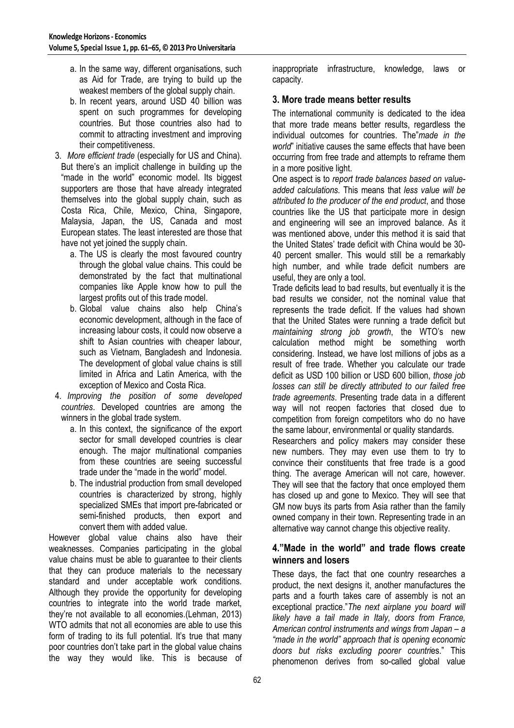a. In the same way, different organisations, such as Aid for Trade, are trying to build up the weakest members of the global supply chain.
   b. In recent years, around USD 40 billion was spent on such programmes for developing countries. But those countries also had to commit to attracting investment and improving their competitiveness.
3. *More efficient trade* (especially for US and China). But there's an implicit challenge in building up the "made in the world" economic model. Its biggest supporters are those that have already integrated themselves into the global supply chain, such as Costa Rica, Chile, Mexico, China, Singapore, Malaysia, Japan, the US, Canada and most European states. The least interested are those that have not yet joined the supply chain.
   a. The US is clearly the most favoured country through the global value chains. This could be demonstrated by the fact that multinational companies like Apple know how to pull the largest profits out of this trade model.
   b. Global value chains also help China's economic development, although in the face of increasing labour costs, it could now observe a shift to Asian countries with cheaper labour, such as Vietnam, Bangladesh and Indonesia. The development of global value chains is still limited in Africa and Latin America, with the exception of Mexico and Costa Rica.
4. *Improving the position of some developed countries*. Developed countries are among the winners in the global trade system.
   a. In this context, the significance of the export sector for small developed countries is clear enough. The major multinational companies from these countries are seeing successful trade under the "made in the world" model.
   b. The industrial production from small developed countries is characterized by strong, highly specialized SMEs that import pre-fabricated or semi-finished products, then export and convert them with added value.

However global value chains also have their weaknesses. Companies participating in the global value chains must be able to guarantee to their clients that they can produce materials to the necessary standard and under acceptable work conditions. Although they provide the opportunity for developing countries to integrate into the world trade market, they're not available to all economies.(Lehman, 2013) WTO admits that not all economies are able to use this form of trading to its full potential. It's true that many poor countries don't take part in the global value chains the way they would like. This is because of inappropriate infrastructure, knowledge, laws or capacity.

## 3. More trade means better results

The international community is dedicated to the idea that more trade means better results, regardless the individual outcomes for countries. The"*made in the world*" initiative causes the same effects that have been occurring from free trade and attempts to reframe them in a more positive light.

One aspect is to *report trade balances based on value-added calculations*. This means that *less value will be attributed to the producer of the end product*, and those countries like the US that participate more in design and engineering will see an improved balance. As it was mentioned above, under this method it is said that the United States' trade deficit with China would be 30-40 percent smaller. This would still be a remarkably high number, and while trade deficit numbers are useful, they are only a tool.

Trade deficits lead to bad results, but eventually it is the bad results we consider, not the nominal value that represents the trade deficit. If the values had shown that the United States were running a trade deficit but *maintaining strong job growth*, the WTO's new calculation method might be something worth considering. Instead, we have lost millions of jobs as a result of free trade. Whether you calculate our trade deficit as USD 100 billion or USD 600 billion, *those job losses can still be directly attributed to our failed free trade agreements*. Presenting trade data in a different way will not reopen factories that closed due to competition from foreign competitors who do no have the same labour, environmental or quality standards.

Researchers and policy makers may consider these new numbers. They may even use them to try to convince their constituents that free trade is a good thing. The average American will not care, however. They will see that the factory that once employed them has closed up and gone to Mexico. They will see that GM now buys its parts from Asia rather than the family owned company in their town. Representing trade in an alternative way cannot change this objective reality.

## 4."Made in the world" and trade flows create winners and losers

These days, the fact that one country researches a product, the next designs it, another manufactures the parts and a fourth takes care of assembly is not an exceptional practice."*The next airplane you board will likely have a tail made in Italy, doors from France, American control instruments and wings from Japan – a "made in the world" approach that is opening economic doors but risks excluding poorer countri*es." This phenomenon derives from so-called global value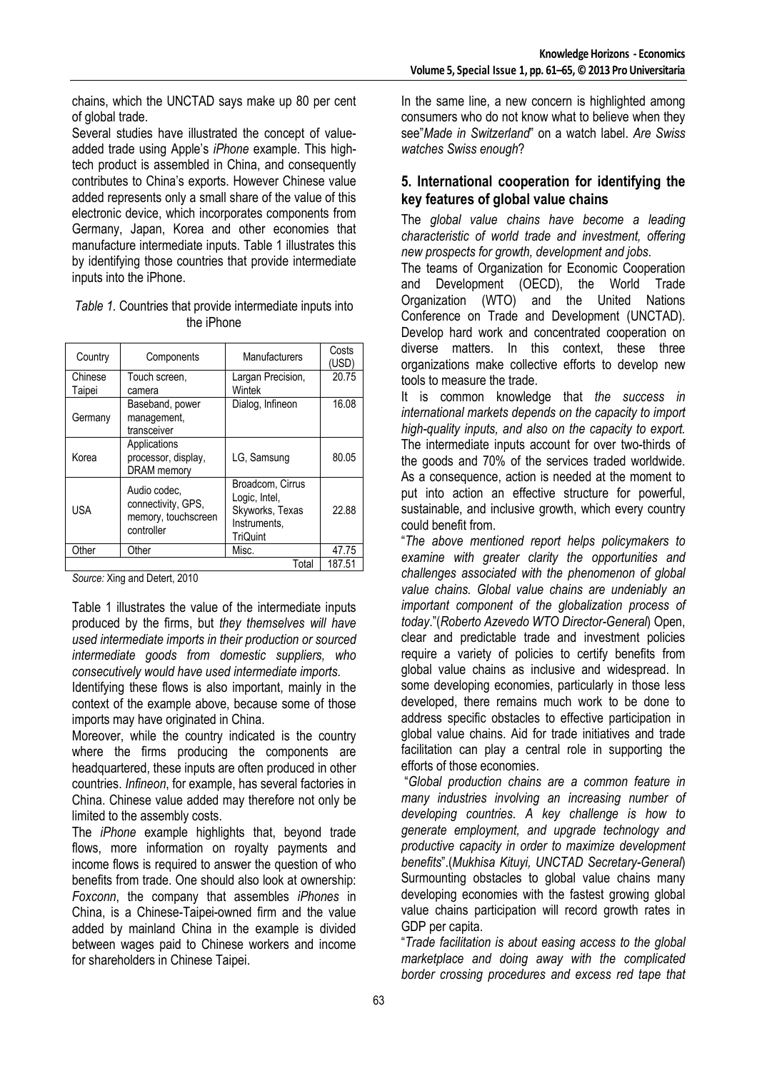chains, which the UNCTAD says make up 80 per cent of global trade.

Several studies have illustrated the concept of value-added trade using Apple's *iPhone* example. This high-tech product is assembled in China, and consequently contributes to China's exports. However Chinese value added represents only a small share of the value of this electronic device, which incorporates components from Germany, Japan, Korea and other economies that manufacture intermediate inputs. Table 1 illustrates this by identifying those countries that provide intermediate inputs into the iPhone.

*Table 1.* Countries that provide intermediate inputs into the iPhone

| Country | Components | Manufacturers | Costs (USD) |
|---|---|---|---|
| Chinese Taipei | Touch screen, camera | Largan Precision, Wintek | 20.75 |
| Germany | Baseband, power management, transceiver | Dialog, Infineon | 16.08 |
| Korea | Applications processor, display, DRAM memory | LG, Samsung | 80.05 |
| USA | Audio codec, connectivity, GPS, memory, touchscreen controller | Broadcom, Cirrus Logic, Intel, Skyworks, Texas Instruments, TriQuint | 22.88 |
| Other | Other | Misc. | 47.75 |
| | | Total | 187.51 |

*Source:* Xing and Detert, 2010

Table 1 illustrates the value of the intermediate inputs produced by the firms, but *they themselves will have used intermediate imports in their production or sourced intermediate goods from domestic suppliers, who consecutively would have used intermediate imports.*

Identifying these flows is also important, mainly in the context of the example above, because some of those imports may have originated in China.

Moreover, while the country indicated is the country where the firms producing the components are headquartered, these inputs are often produced in other countries. *Infineon*, for example, has several factories in China. Chinese value added may therefore not only be limited to the assembly costs.

The *iPhone* example highlights that, beyond trade flows, more information on royalty payments and income flows is required to answer the question of who benefits from trade. One should also look at ownership: *Foxconn*, the company that assembles *iPhones* in China, is a Chinese-Taipei-owned firm and the value added by mainland China in the example is divided between wages paid to Chinese workers and income for shareholders in Chinese Taipei.

In the same line, a new concern is highlighted among consumers who do not know what to believe when they see"*Made in Switzerland*" on a watch label. *Are Swiss watches Swiss enough*?

## 5. International cooperation for identifying the key features of global value chains

The *global value chains have become a leading characteristic of world trade and investment, offering new prospects for growth, development and jobs*.

The teams of Organization for Economic Cooperation and Development (OECD), the World Trade Organization (WTO) and the United Nations Conference on Trade and Development (UNCTAD). Develop hard work and concentrated cooperation on diverse matters. In this context, these three organizations make collective efforts to develop new tools to measure the trade.

It is common knowledge that *the success in international markets depends on the capacity to import high-quality inputs, and also on the capacity to export.* The intermediate inputs account for over two-thirds of the goods and 70% of the services traded worldwide. As a consequence, action is needed at the moment to put into action an effective structure for powerful, sustainable, and inclusive growth, which every country could benefit from.

"*The above mentioned report helps policymakers to examine with greater clarity the opportunities and challenges associated with the phenomenon of global value chains. Global value chains are undeniably an important component of the globalization process of today*."(*Roberto Azevedo WTO Director-General*) Open, clear and predictable trade and investment policies require a variety of policies to certify benefits from global value chains as inclusive and widespread. In some developing economies, particularly in those less developed, there remains much work to be done to address specific obstacles to effective participation in global value chains. Aid for trade initiatives and trade facilitation can play a central role in supporting the efforts of those economies.

"*Global production chains are a common feature in many industries involving an increasing number of developing countries. A key challenge is how to generate employment, and upgrade technology and productive capacity in order to maximize development benefits*".(*Mukhisa Kituyi, UNCTAD Secretary-General*) Surmounting obstacles to global value chains many developing economies with the fastest growing global value chains participation will record growth rates in GDP per capita.

"*Trade facilitation is about easing access to the global marketplace and doing away with the complicated border crossing procedures and excess red tape that*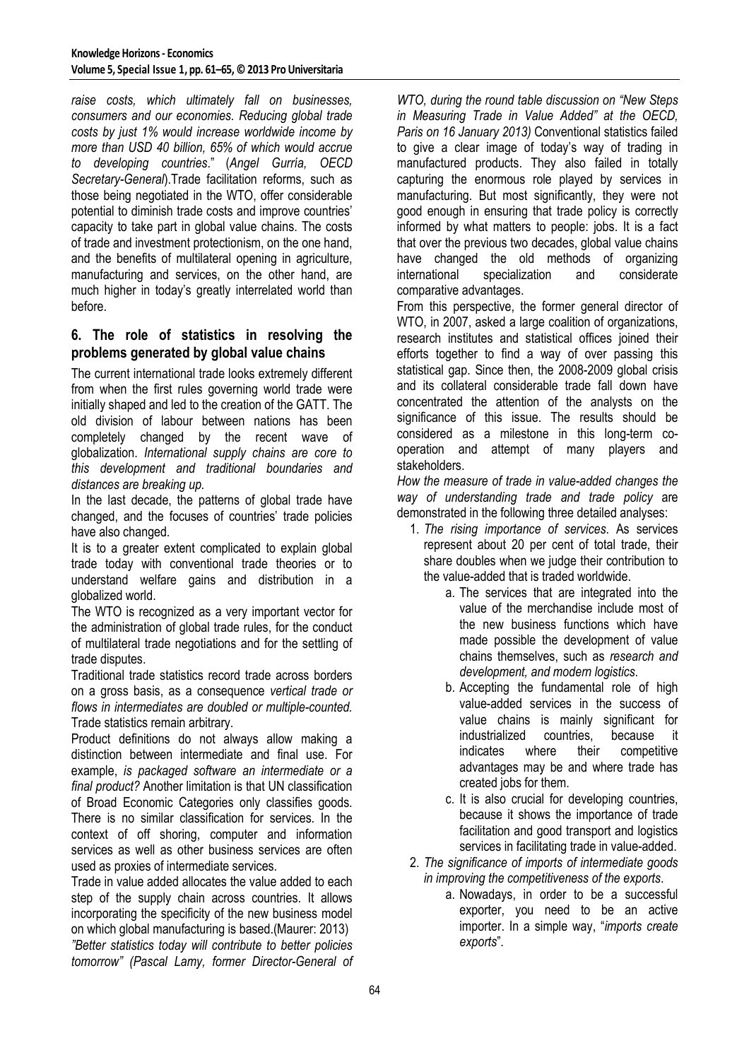*raise costs, which ultimately fall on businesses, consumers and our economies. Reducing global trade costs by just 1% would increase worldwide income by more than USD 40 billion, 65% of which would accrue to developing countries*." (*Angel Gurría, OECD Secretary-General*).Trade facilitation reforms, such as those being negotiated in the WTO, offer considerable potential to diminish trade costs and improve countries' capacity to take part in global value chains. The costs of trade and investment protectionism, on the one hand, and the benefits of multilateral opening in agriculture, manufacturing and services, on the other hand, are much higher in today's greatly interrelated world than before.

## 6. The role of statistics in resolving the problems generated by global value chains

The current international trade looks extremely different from when the first rules governing world trade were initially shaped and led to the creation of the GATT. The old division of labour between nations has been completely changed by the recent wave of globalization. *International supply chains are core to this development and traditional boundaries and distances are breaking up.*

In the last decade, the patterns of global trade have changed, and the focuses of countries' trade policies have also changed.

It is to a greater extent complicated to explain global trade today with conventional trade theories or to understand welfare gains and distribution in a globalized world.

The WTO is recognized as a very important vector for the administration of global trade rules, for the conduct of multilateral trade negotiations and for the settling of trade disputes.

Traditional trade statistics record trade across borders on a gross basis, as a consequence *vertical trade or flows in intermediates are doubled or multiple-counted.* Trade statistics remain arbitrary.

Product definitions do not always allow making a distinction between intermediate and final use. For example, *is packaged software an intermediate or a final product?* Another limitation is that UN classification of Broad Economic Categories only classifies goods. There is no similar classification for services. In the context of off shoring, computer and information services as well as other business services are often used as proxies of intermediate services.

Trade in value added allocates the value added to each step of the supply chain across countries. It allows incorporating the specificity of the new business model on which global manufacturing is based.(Maurer: 2013)

*"Better statistics today will contribute to better policies tomorrow" (Pascal Lamy, former Director-General of WTO, during the round table discussion on "New Steps in Measuring Trade in Value Added" at the OECD, Paris on 16 January 2013)* Conventional statistics failed to give a clear image of today's way of trading in manufactured products. They also failed in totally capturing the enormous role played by services in manufacturing. But most significantly, they were not good enough in ensuring that trade policy is correctly informed by what matters to people: jobs. It is a fact that over the previous two decades, global value chains have changed the old methods of organizing international specialization and considerate comparative advantages.

From this perspective, the former general director of WTO, in 2007, asked a large coalition of organizations, research institutes and statistical offices joined their efforts together to find a way of over passing this statistical gap. Since then, the 2008-2009 global crisis and its collateral considerable trade fall down have concentrated the attention of the analysts on the significance of this issue. The results should be considered as a milestone in this long-term co-operation and attempt of many players and stakeholders.

*How the measure of trade in value-added changes the way of understanding trade and trade policy* are demonstrated in the following three detailed analyses:

1. *The rising importance of services*. As services represent about 20 per cent of total trade, their share doubles when we judge their contribution to the value-added that is traded worldwide.
   a. The services that are integrated into the value of the merchandise include most of the new business functions which have made possible the development of value chains themselves, such as *research and development, and modern logistics*.
   b. Accepting the fundamental role of high value-added services in the success of value chains is mainly significant for industrialized countries, because it indicates where their competitive advantages may be and where trade has created jobs for them.
   c. It is also crucial for developing countries, because it shows the importance of trade facilitation and good transport and logistics services in facilitating trade in value-added.
2. *The significance of imports of intermediate goods in improving the competitiveness of the exports*.
   a. Nowadays, in order to be a successful exporter, you need to be an active importer. In a simple way, "*imports create exports*".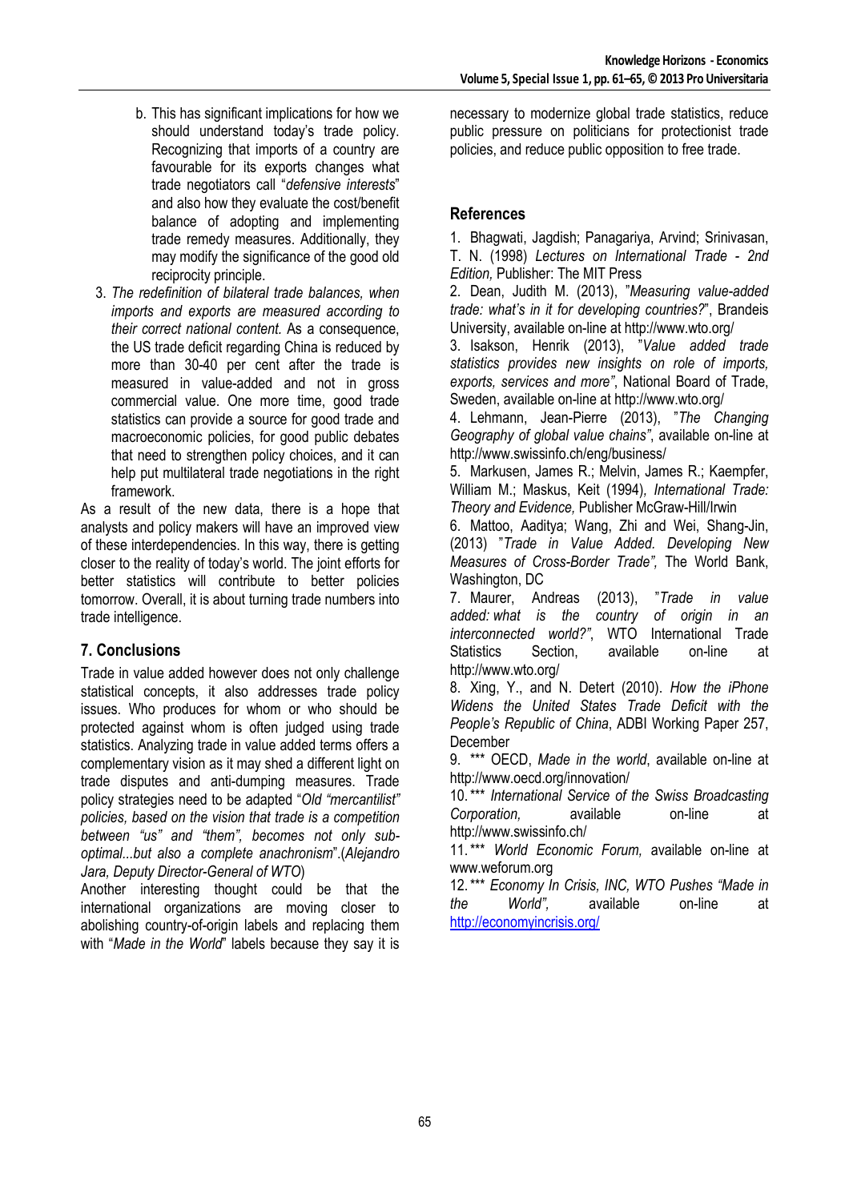b. This has significant implications for how we should understand today's trade policy. Recognizing that imports of a country are favourable for its exports changes what trade negotiators call "*defensive interests*" and also how they evaluate the cost/benefit balance of adopting and implementing trade remedy measures. Additionally, they may modify the significance of the good old reciprocity principle.

3. *The redefinition of bilateral trade balances, when imports and exports are measured according to their correct national content.* As a consequence, the US trade deficit regarding China is reduced by more than 30-40 per cent after the trade is measured in value-added and not in gross commercial value. One more time, good trade statistics can provide a source for good trade and macroeconomic policies, for good public debates that need to strengthen policy choices, and it can help put multilateral trade negotiations in the right framework.

As a result of the new data, there is a hope that analysts and policy makers will have an improved view of these interdependencies. In this way, there is getting closer to the reality of today's world. The joint efforts for better statistics will contribute to better policies tomorrow. Overall, it is about turning trade numbers into trade intelligence.

## 7. Conclusions

Trade in value added however does not only challenge statistical concepts, it also addresses trade policy issues. Who produces for whom or who should be protected against whom is often judged using trade statistics. Analyzing trade in value added terms offers a complementary vision as it may shed a different light on trade disputes and anti-dumping measures. Trade policy strategies need to be adapted "*Old "mercantilist" policies, based on the vision that trade is a competition between "us" and "them", becomes not only sub-optimal...but also a complete anachronism*".(*Alejandro Jara, Deputy Director-General of WTO*)

Another interesting thought could be that the international organizations are moving closer to abolishing country-of-origin labels and replacing them with "*Made in the World*" labels because they say it is necessary to modernize global trade statistics, reduce public pressure on politicians for protectionist trade policies, and reduce public opposition to free trade.

## References

1. Bhagwati, Jagdish; Panagariya, Arvind; Srinivasan, T. N. (1998) *Lectures on International Trade - 2nd Edition,* Publisher: The MIT Press
2. Dean, Judith M. (2013), "*Measuring value-added trade: what's in it for developing countries?*", Brandeis University, available on-line at http://www.wto.org/
3. Isakson, Henrik (2013), "*Value added trade statistics provides new insights on role of imports, exports, services and more*", National Board of Trade, Sweden, available on-line at http://www.wto.org/
4. Lehmann, Jean-Pierre (2013), "*The Changing Geography of global value chains*", available on-line at http://www.swissinfo.ch/eng/business/
5. Markusen, James R.; Melvin, James R.; Kaempfer, William M.; Maskus, Keit (1994), *International Trade: Theory and Evidence,* Publisher McGraw-Hill/Irwin
6. Mattoo, Aaditya; Wang, Zhi and Wei, Shang-Jin, (2013) "*Trade in Value Added. Developing New Measures of Cross-Border Trade",* The World Bank, Washington, DC
7. Maurer, Andreas (2013), "*Trade in value added: what is the country of origin in an interconnected world?"*, WTO International Trade Statistics Section, available on-line at http://www.wto.org/
8. Xing, Y., and N. Detert (2010). *How the iPhone Widens the United States Trade Deficit with the People's Republic of China*, ADBI Working Paper 257, December
9. *** OECD, *Made in the world*, available on-line at http://www.oecd.org/innovation/
10. *** *International Service of the Swiss Broadcasting Corporation,* available on-line at http://www.swissinfo.ch/
11. *** *World Economic Forum,* available on-line at www.weforum.org
12. *** *Economy In Crisis, INC, WTO Pushes "Made in the World",* available on-line at http://economyincrisis.org/